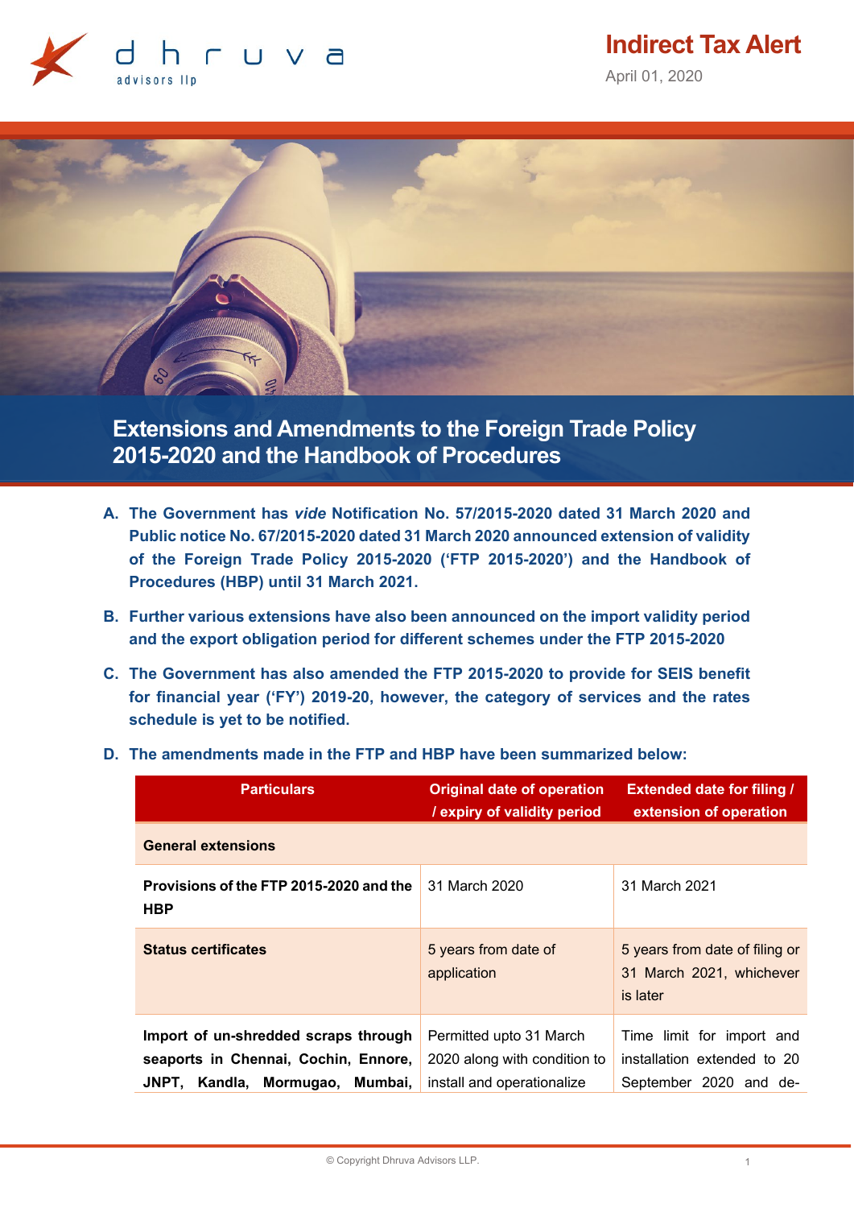# Indirect Tax Alert

April 01, 2020

## Extensions and Amendments to the Foreign Trade Policy 2015-2020 and the Handbook of Procedures

**A. The Government has *vide* Notification No. 57/2015-2020 dated 31 March 2020 and Public notice No. 67/2015-2020 dated 31 March 2020 announced extension of validity of the Foreign Trade Policy 2015-2020 ('FTP 2015-2020') and the Handbook of Procedures (HBP) until 31 March 2021.**

**B. Further various extensions have also been announced on the import validity period and the export obligation period for different schemes under the FTP 2015-2020**

**C. The Government has also amended the FTP 2015-2020 to provide for SEIS benefit for financial year ('FY') 2019-20, however, the category of services and the rates schedule is yet to be notified.**

**D. The amendments made in the FTP and HBP have been summarized below:**

| Particulars | Original date of operation / expiry of validity period | Extended date for filing / extension of operation |
|---|---|---|
| **General extensions** | | |
| **Provisions of the FTP 2015-2020 and the HBP** | 31 March 2020 | 31 March 2021 |
| **Status certificates** | 5 years from date of application | 5 years from date of filing or 31 March 2021, whichever is later |
| **Import of un-shredded scraps through seaports in Chennai, Cochin, Ennore, JNPT, Kandla, Mormugao, Mumbai,** | Permitted upto 31 March 2020 along with condition to install and operationalize | Time limit for import and installation extended to 20 September 2020 and de- |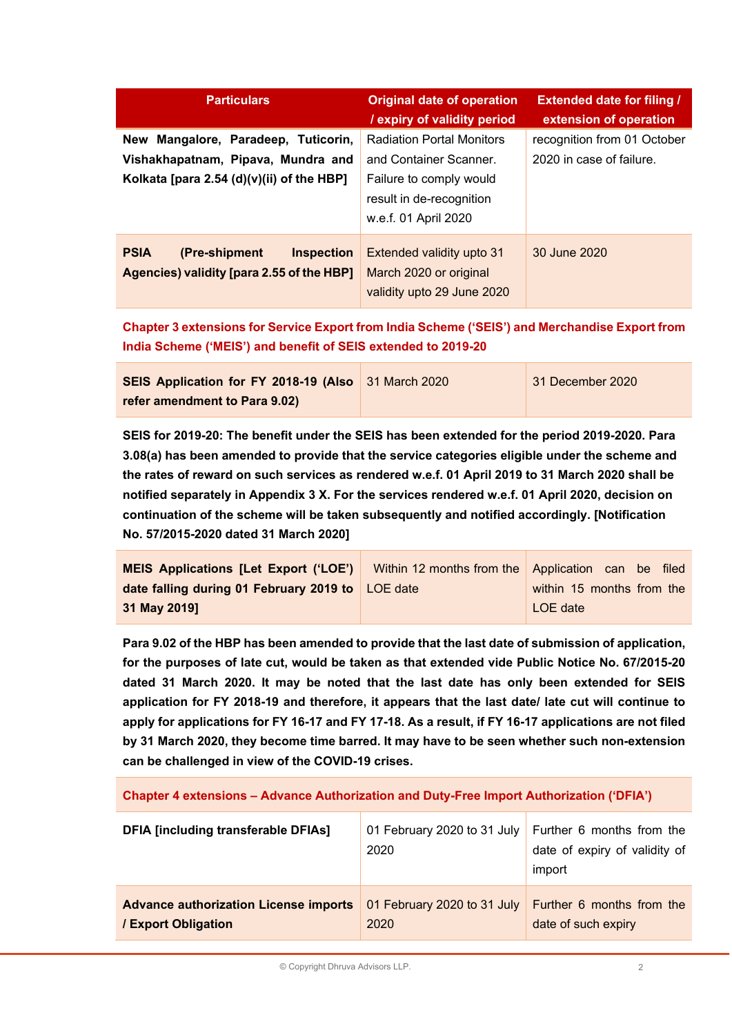| Particulars | Original date of operation / expiry of validity period | Extended date for filing / extension of operation |
|---|---|---|
| **New Mangalore, Paradeep, Tuticorin, Vishakhapatnam, Pipava, Mundra and Kolkata [para 2.54 (d)(v)(ii) of the HBP]** | Radiation Portal Monitors and Container Scanner. Failure to comply would result in de-recognition w.e.f. 01 April 2020 | recognition from 01 October 2020 in case of failure. |
| **PSIA (Pre-shipment Inspection Agencies) validity [para 2.55 of the HBP]** | Extended validity upto 31 March 2020 or original validity upto 29 June 2020 | 30 June 2020 |

**Chapter 3 extensions for Service Export from India Scheme ('SEIS') and Merchandise Export from India Scheme ('MEIS') and benefit of SEIS extended to 2019-20**

| Particulars | Original date of operation / expiry of validity period | Extended date for filing / extension of operation |
|---|---|---|
| **SEIS Application for FY 2018-19 (Also refer amendment to Para 9.02)** | 31 March 2020 | 31 December 2020 |

**SEIS for 2019-20: The benefit under the SEIS has been extended for the period 2019-2020. Para 3.08(a) has been amended to provide that the service categories eligible under the scheme and the rates of reward on such services as rendered w.e.f. 01 April 2019 to 31 March 2020 shall be notified separately in Appendix 3 X. For the services rendered w.e.f. 01 April 2020, decision on continuation of the scheme will be taken subsequently and notified accordingly. [Notification No. 57/2015-2020 dated 31 March 2020]**

| Particulars | Original date of operation / expiry of validity period | Extended date for filing / extension of operation |
|---|---|---|
| **MEIS Applications [Let Export ('LOE') date falling during 01 February 2019 to 31 May 2019]** | Within 12 months from the LOE date | Application can be filed within 15 months from the LOE date |

**Para 9.02 of the HBP has been amended to provide that the last date of submission of application, for the purposes of late cut, would be taken as that extended vide Public Notice No. 67/2015-20 dated 31 March 2020. It may be noted that the last date has only been extended for SEIS application for FY 2018-19 and therefore, it appears that the last date/ late cut will continue to apply for applications for FY 16-17 and FY 17-18. As a result, if FY 16-17 applications are not filed by 31 March 2020, they become time barred. It may have to be seen whether such non-extension can be challenged in view of the COVID-19 crises.**

**Chapter 4 extensions – Advance Authorization and Duty-Free Import Authorization ('DFIA')**

| Particulars | Original date of operation / expiry of validity period | Extended date for filing / extension of operation |
|---|---|---|
| **DFIA [including transferable DFIAs]** | 01 February 2020 to 31 July 2020 | Further 6 months from the date of expiry of validity of import |
| **Advance authorization License imports / Export Obligation** | 01 February 2020 to 31 July 2020 | Further 6 months from the date of such expiry |

© Copyright Dhruva Advisors LLP.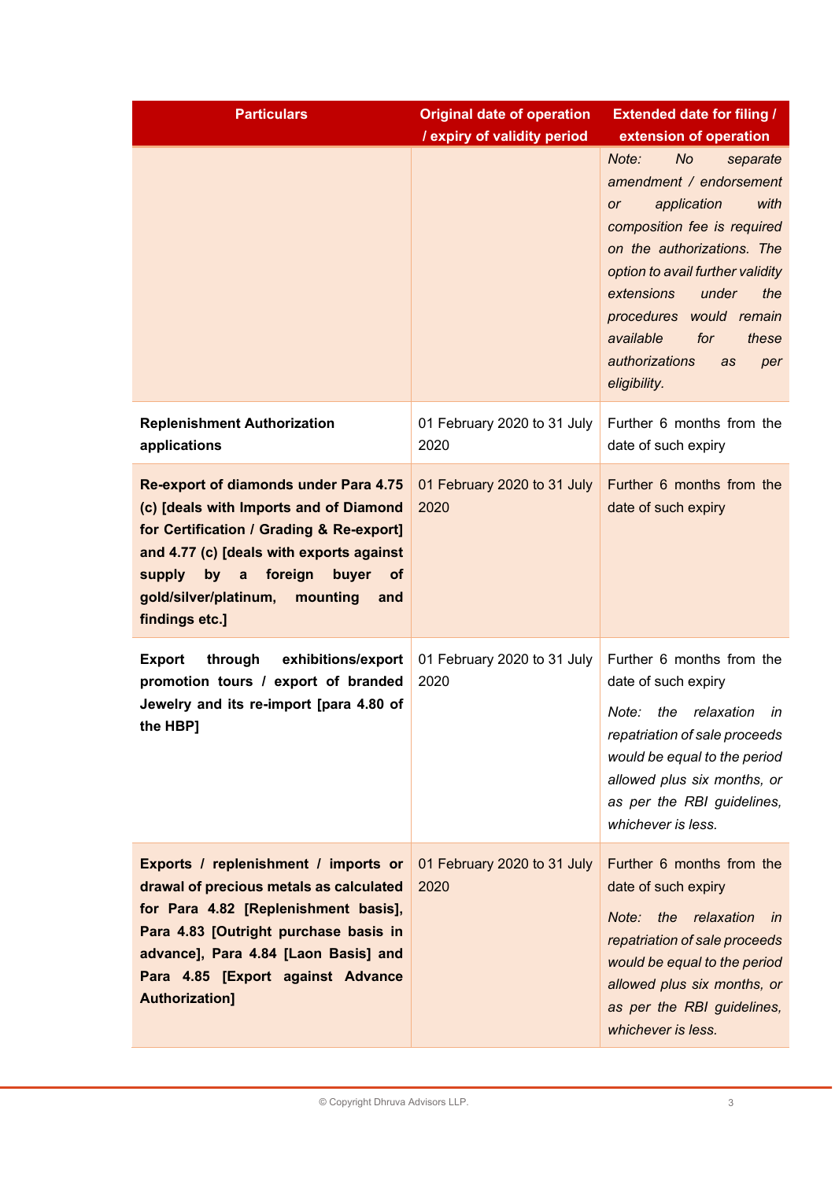| Particulars | Original date of operation / expiry of validity period | Extended date for filing / extension of operation |
|---|---|---|
| | | *Note: No separate amendment / endorsement or application with composition fee is required on the authorizations. The option to avail further validity extensions under the procedures would remain available for these authorizations as per eligibility.* |
| **Replenishment Authorization applications** | 01 February 2020 to 31 July 2020 | Further 6 months from the date of such expiry |
| **Re-export of diamonds under Para 4.75 (c) [deals with Imports and of Diamond for Certification / Grading & Re-export] and 4.77 (c) [deals with exports against supply by a foreign buyer of gold/silver/platinum, mounting and findings etc.]** | 01 February 2020 to 31 July 2020 | Further 6 months from the date of such expiry |
| **Export through exhibitions/export promotion tours / export of branded Jewelry and its re-import [para 4.80 of the HBP]** | 01 February 2020 to 31 July 2020 | Further 6 months from the date of such expiry<br>*Note: the relaxation in repatriation of sale proceeds would be equal to the period allowed plus six months, or as per the RBI guidelines, whichever is less.* |
| **Exports / replenishment / imports or drawal of precious metals as calculated for Para 4.82 [Replenishment basis], Para 4.83 [Outright purchase basis in advance], Para 4.84 [Laon Basis] and Para 4.85 [Export against Advance Authorization]** | 01 February 2020 to 31 July 2020 | Further 6 months from the date of such expiry<br>*Note: the relaxation in repatriation of sale proceeds would be equal to the period allowed plus six months, or as per the RBI guidelines, whichever is less.* |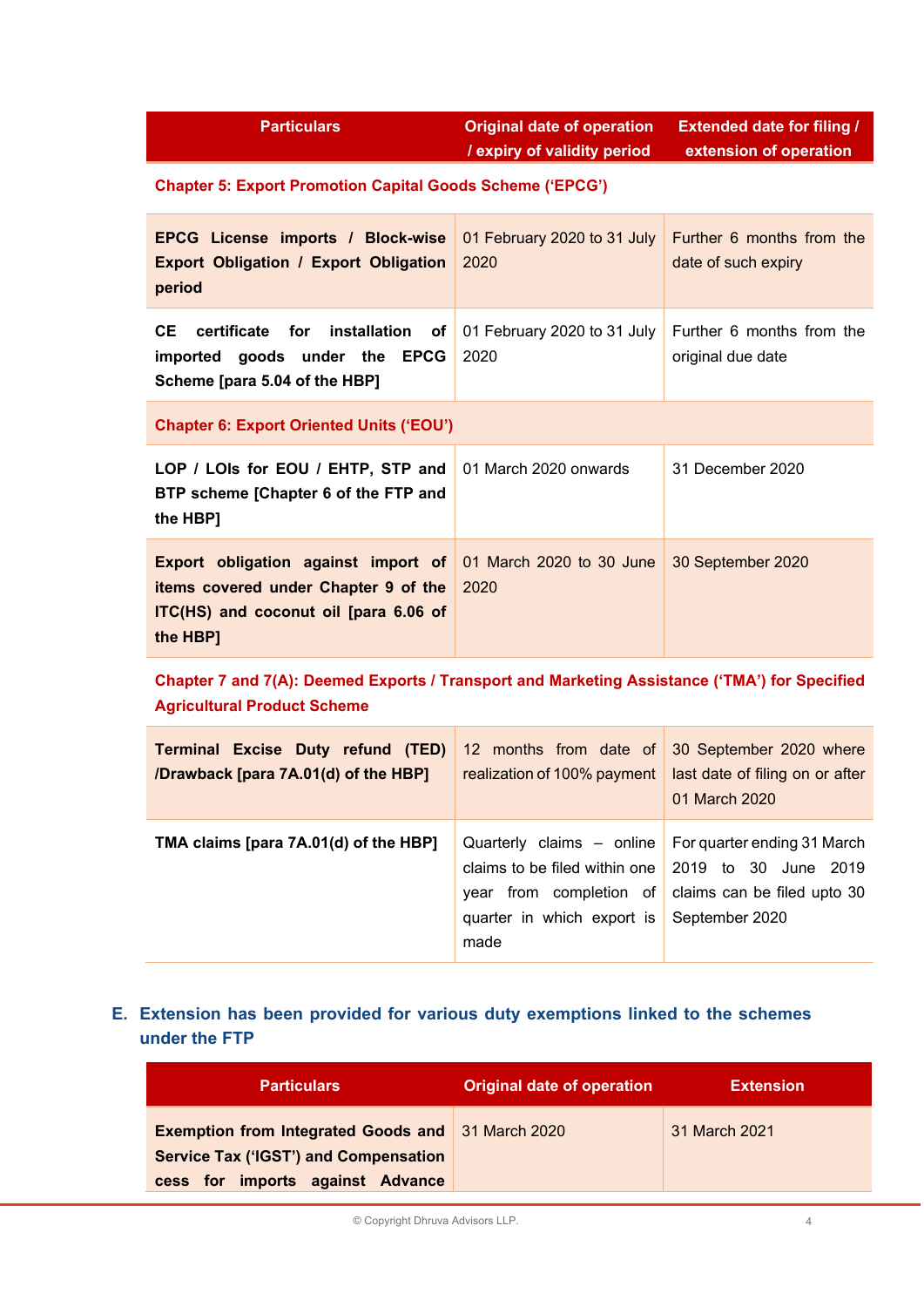| Particulars | Original date of operation / expiry of validity period | Extended date for filing / extension of operation |
|---|---|---|
| **Chapter 5: Export Promotion Capital Goods Scheme ('EPCG')** | | |
| **EPCG License imports / Block-wise Export Obligation / Export Obligation period** | 01 February 2020 to 31 July 2020 | Further 6 months from the date of such expiry |
| **CE certificate for installation of imported goods under the EPCG Scheme [para 5.04 of the HBP]** | 01 February 2020 to 31 July 2020 | Further 6 months from the original due date |
| **Chapter 6: Export Oriented Units ('EOU')** | | |
| **LOP / LOIs for EOU / EHTP, STP and BTP scheme [Chapter 6 of the FTP and the HBP]** | 01 March 2020 onwards | 31 December 2020 |
| **Export obligation against import of items covered under Chapter 9 of the ITC(HS) and coconut oil [para 6.06 of the HBP]** | 01 March 2020 to 30 June 2020 | 30 September 2020 |
| **Chapter 7 and 7(A): Deemed Exports / Transport and Marketing Assistance ('TMA') for Specified Agricultural Product Scheme** | | |
| **Terminal Excise Duty refund (TED) /Drawback [para 7A.01(d) of the HBP]** | 12 months from date of realization of 100% payment | 30 September 2020 where last date of filing on or after 01 March 2020 |
| **TMA claims [para 7A.01(d) of the HBP]** | Quarterly claims – online claims to be filed within one year from completion of quarter in which export is made | For quarter ending 31 March 2019 to 30 June 2019 claims can be filed upto 30 September 2020 |

## E. Extension has been provided for various duty exemptions linked to the schemes under the FTP

| Particulars | Original date of operation | Extension |
|---|---|---|
| **Exemption from Integrated Goods and Service Tax ('IGST') and Compensation cess for imports against Advance** | 31 March 2020 | 31 March 2021 |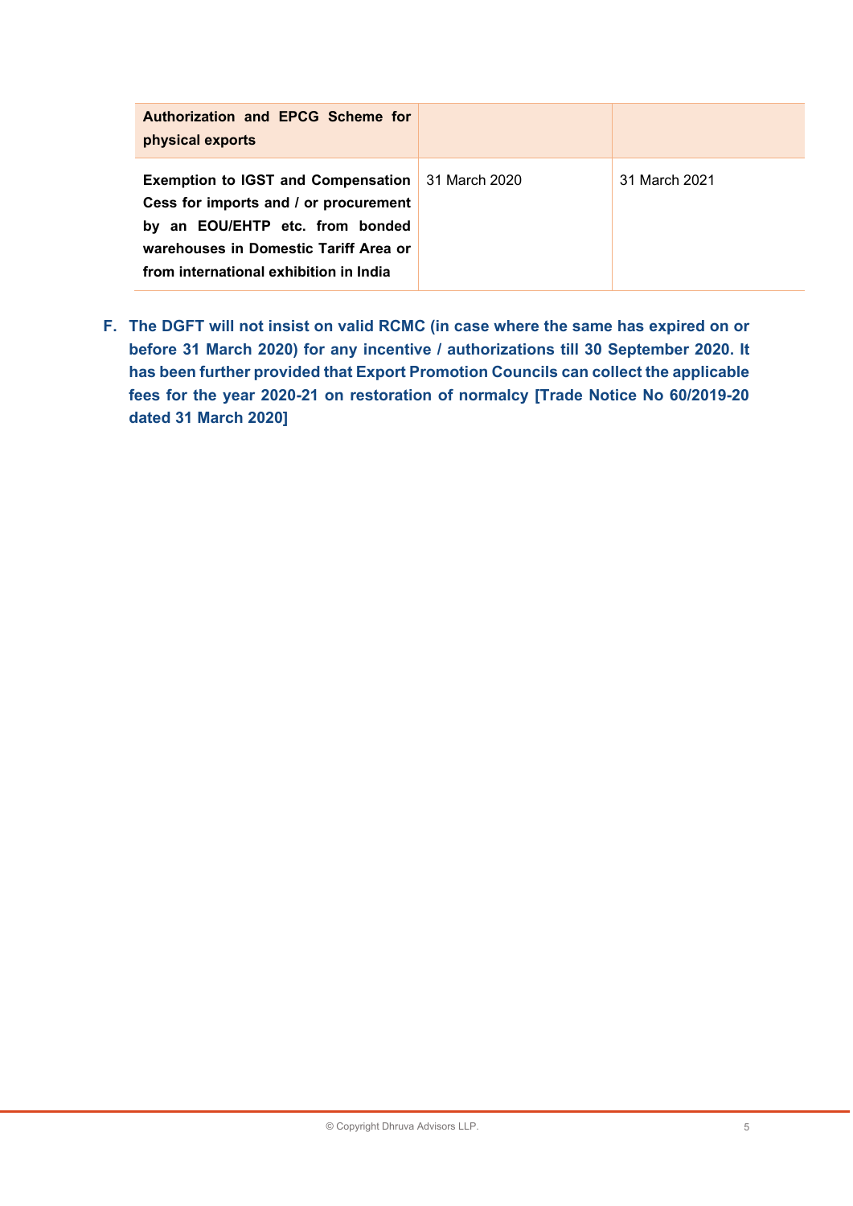| | | |
|---|---|---|
| **Authorization and EPCG Scheme for physical exports** | | |
| **Exemption to IGST and Compensation Cess for imports and / or procurement by an EOU/EHTP etc. from bonded warehouses in Domestic Tariff Area or from international exhibition in India** | 31 March 2020 | 31 March 2021 |

**F. The DGFT will not insist on valid RCMC (in case where the same has expired on or before 31 March 2020) for any incentive / authorizations till 30 September 2020. It has been further provided that Export Promotion Councils can collect the applicable fees for the year 2020-21 on restoration of normalcy [Trade Notice No 60/2019-20 dated 31 March 2020]**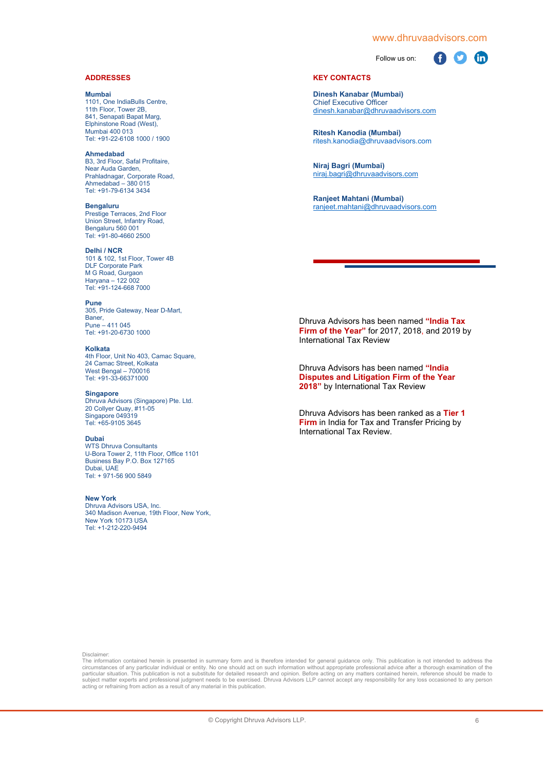www.dhruvaadvisors.com

Follow us on:

## ADDRESSES

**Mumbai**
1101, One IndiaBulls Centre,
11th Floor, Tower 2B,
841, Senapati Bapat Marg,
Elphinstone Road (West),
Mumbai 400 013
Tel: +91-22-6108 1000 / 1900

**Ahmedabad**
B3, 3rd Floor, Safal Profitaire,
Near Auda Garden,
Prahladnagar, Corporate Road,
Ahmedabad – 380 015
Tel: +91-79-6134 3434

**Bengaluru**
Prestige Terraces, 2nd Floor
Union Street, Infantry Road,
Bengaluru 560 001
Tel: +91-80-4660 2500

**Delhi / NCR**
101 & 102, 1st Floor, Tower 4B
DLF Corporate Park
M G Road, Gurgaon
Haryana – 122 002
Tel: +91-124-668 7000

**Pune**
305, Pride Gateway, Near D-Mart,
Baner,
Pune – 411 045
Tel: +91-20-6730 1000

**Kolkata**
4th Floor, Unit No 403, Camac Square,
24 Camac Street, Kolkata
West Bengal – 700016
Tel: +91-33-66371000

**Singapore**
Dhruva Advisors (Singapore) Pte. Ltd.
20 Collyer Quay, #11-05
Singapore 049319
Tel: +65-9105 3645

**Dubai**
WTS Dhruva Consultants
U-Bora Tower 2, 11th Floor, Office 1101
Business Bay P.O. Box 127165
Dubai, UAE
Tel: + 971-56 900 5849

**New York**
Dhruva Advisors USA, Inc.
340 Madison Avenue, 19th Floor, New York,
New York 10173 USA
Tel: +1-212-220-9494

## KEY CONTACTS

**Dinesh Kanabar (Mumbai)**
Chief Executive Officer
dinesh.kanabar@dhruvaadvisors.com

**Ritesh Kanodia (Mumbai)**
ritesh.kanodia@dhruvaadvisors.com

**Niraj Bagri (Mumbai)**
niraj.bagri@dhruvaadvisors.com

**Ranjeet Mahtani (Mumbai)**
ranjeet.mahtani@dhruvaadvisors.com

Dhruva Advisors has been named **"India Tax Firm of the Year"** for 2017, 2018, and 2019 by International Tax Review

Dhruva Advisors has been named **"India Disputes and Litigation Firm of the Year 2018"** by International Tax Review

Dhruva Advisors has been ranked as a **Tier 1 Firm** in India for Tax and Transfer Pricing by International Tax Review.

Disclaimer:
The information contained herein is presented in summary form and is therefore intended for general guidance only. This publication is not intended to address the circumstances of any particular individual or entity. No one should act on such information without appropriate professional advice after a thorough examination of the particular situation. This publication is not a substitute for detailed research and opinion. Before acting on any matters contained herein, reference should be made to subject matter experts and professional judgment needs to be exercised. Dhruva Advisors LLP cannot accept any responsibility for any loss occasioned to any person acting or refraining from action as a result of any material in this publication.

© Copyright Dhruva Advisors LLP.